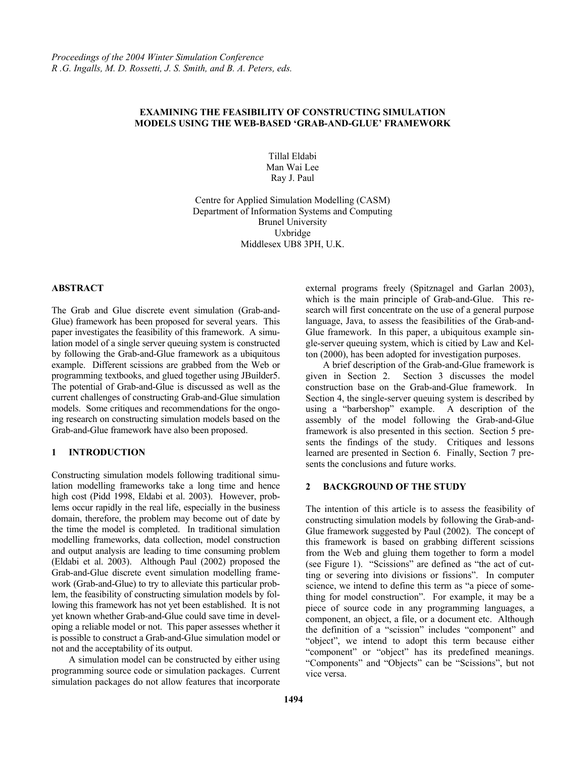*Proceedings of the 2004 Winter Simulation Conference*
*R .G. Ingalls, M. D. Rossetti, J. S. Smith, and B. A. Peters, eds.*

# EXAMINING THE FEASIBILITY OF CONSTRUCTING SIMULATION MODELS USING THE WEB-BASED 'GRAB-AND-GLUE' FRAMEWORK

Tillal Eldabi
Man Wai Lee
Ray J. Paul

Centre for Applied Simulation Modelling (CASM)
Department of Information Systems and Computing
Brunel University
Uxbridge
Middlesex UB8 3PH, U.K.

## ABSTRACT

The Grab and Glue discrete event simulation (Grab-and-Glue) framework has been proposed for several years. This paper investigates the feasibility of this framework. A simulation model of a single server queuing system is constructed by following the Grab-and-Glue framework as a ubiquitous example. Different scissions are grabbed from the Web or programming textbooks, and glued together using JBuilder5. The potential of Grab-and-Glue is discussed as well as the current challenges of constructing Grab-and-Glue simulation models. Some critiques and recommendations for the ongoing research on constructing simulation models based on the Grab-and-Glue framework have also been proposed.

## 1 INTRODUCTION

Constructing simulation models following traditional simulation modelling frameworks take a long time and hence high cost (Pidd 1998, Eldabi et al. 2003). However, problems occur rapidly in the real life, especially in the business domain, therefore, the problem may become out of date by the time the model is completed. In traditional simulation modelling frameworks, data collection, model construction and output analysis are leading to time consuming problem (Eldabi et al. 2003). Although Paul (2002) proposed the Grab-and-Glue discrete event simulation modelling framework (Grab-and-Glue) to try to alleviate this particular problem, the feasibility of constructing simulation models by following this framework has not yet been established. It is not yet known whether Grab-and-Glue could save time in developing a reliable model or not. This paper assesses whether it is possible to construct a Grab-and-Glue simulation model or not and the acceptability of its output.

A simulation model can be constructed by either using programming source code or simulation packages. Current simulation packages do not allow features that incorporate external programs freely (Spitznagel and Garlan 2003), which is the main principle of Grab-and-Glue. This research will first concentrate on the use of a general purpose language, Java, to assess the feasibilities of the Grab-and-Glue framework. In this paper, a ubiquitous example single-server queuing system, which is cited by Law and Kelton (2000), has been adopted for investigation purposes.

A brief description of the Grab-and-Glue framework is given in Section 2. Section 3 discusses the model construction base on the Grab-and-Glue framework. In Section 4, the single-server queuing system is described by using a "barbershop" example. A description of the assembly of the model following the Grab-and-Glue framework is also presented in this section. Section 5 presents the findings of the study. Critiques and lessons learned are presented in Section 6. Finally, Section 7 presents the conclusions and future works.

## 2 BACKGROUND OF THE STUDY

The intention of this article is to assess the feasibility of constructing simulation models by following the Grab-and-Glue framework suggested by Paul (2002). The concept of this framework is based on grabbing different scissions from the Web and gluing them together to form a model (see Figure 1). "Scissions" are defined as "the act of cutting or severing into divisions or fissions". In computer science, we intend to define this term as "a piece of something for model construction". For example, it may be a piece of source code in any programming languages, a component, an object, a file, or a document etc. Although the definition of a "scission" includes "component" and "object", we intend to adopt this term because either "component" or "object" has its predefined meanings. "Components" and "Objects" can be "Scissions", but not vice versa.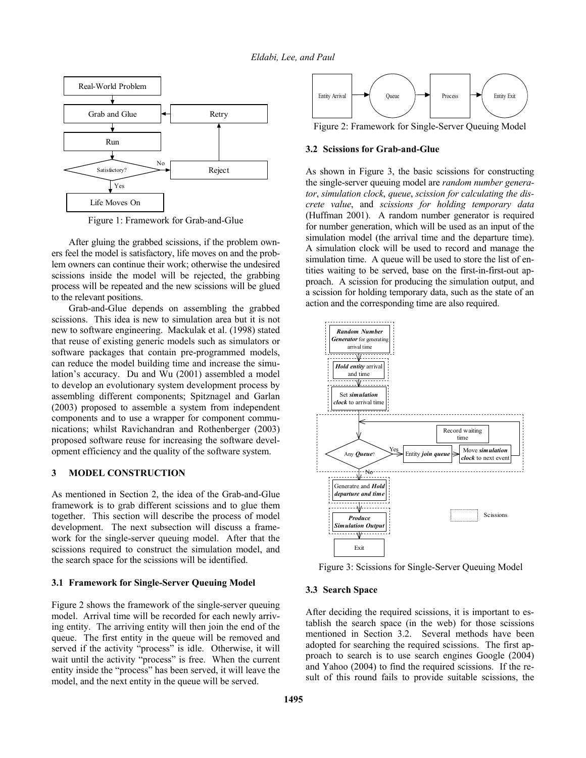Figure 1: Framework for Grab-and-Glue

After gluing the grabbed scissions, if the problem owners feel the model is satisfactory, life moves on and the problem owners can continue their work; otherwise the undesired scissions inside the model will be rejected, the grabbing process will be repeated and the new scissions will be glued to the relevant positions.

Grab-and-Glue depends on assembling the grabbed scissions. This idea is new to simulation area but it is not new to software engineering. Mackulak et al. (1998) stated that reuse of existing generic models such as simulators or software packages that contain pre-programmed models, can reduce the model building time and increase the simulation's accuracy. Du and Wu (2001) assembled a model to develop an evolutionary system development process by assembling different components; Spitznagel and Garlan (2003) proposed to assemble a system from independent components and to use a wrapper for component communications; whilst Ravichandran and Rothenberger (2003) proposed software reuse for increasing the software development efficiency and the quality of the software system.

## 3 MODEL CONSTRUCTION

As mentioned in Section 2, the idea of the Grab-and-Glue framework is to grab different scissions and to glue them together. This section will describe the process of model development. The next subsection will discuss a framework for the single-server queuing model. After that the scissions required to construct the simulation model, and the search space for the scissions will be identified.

### 3.1 Framework for Single-Server Queuing Model

Figure 2 shows the framework of the single-server queuing model. Arrival time will be recorded for each newly arriving entity. The arriving entity will then join the end of the queue. The first entity in the queue will be removed and served if the activity "process" is idle. Otherwise, it will wait until the activity "process" is free. When the current entity inside the "process" has been served, it will leave the model, and the next entity in the queue will be served.

Figure 2: Framework for Single-Server Queuing Model

### 3.2 Scissions for Grab-and-Glue

As shown in Figure 3, the basic scissions for constructing the single-server queuing model are *random number generator*, *simulation clock*, *queue*, *scission for calculating the discrete value*, and *scissions for holding temporary data* (Huffman 2001). A random number generator is required for number generation, which will be used as an input of the simulation model (the arrival time and the departure time). A simulation clock will be used to record and manage the simulation time. A queue will be used to store the list of entities waiting to be served, base on the first-in-first-out approach. A scission for producing the simulation output, and a scission for holding temporary data, such as the state of an action and the corresponding time are also required.

Figure 3: Scissions for Single-Server Queuing Model

### 3.3 Search Space

After deciding the required scissions, it is important to establish the search space (in the web) for those scissions mentioned in Section 3.2. Several methods have been adopted for searching the required scissions. The first approach to search is to use search engines Google (2004) and Yahoo (2004) to find the required scissions. If the result of this round fails to provide suitable scissions, the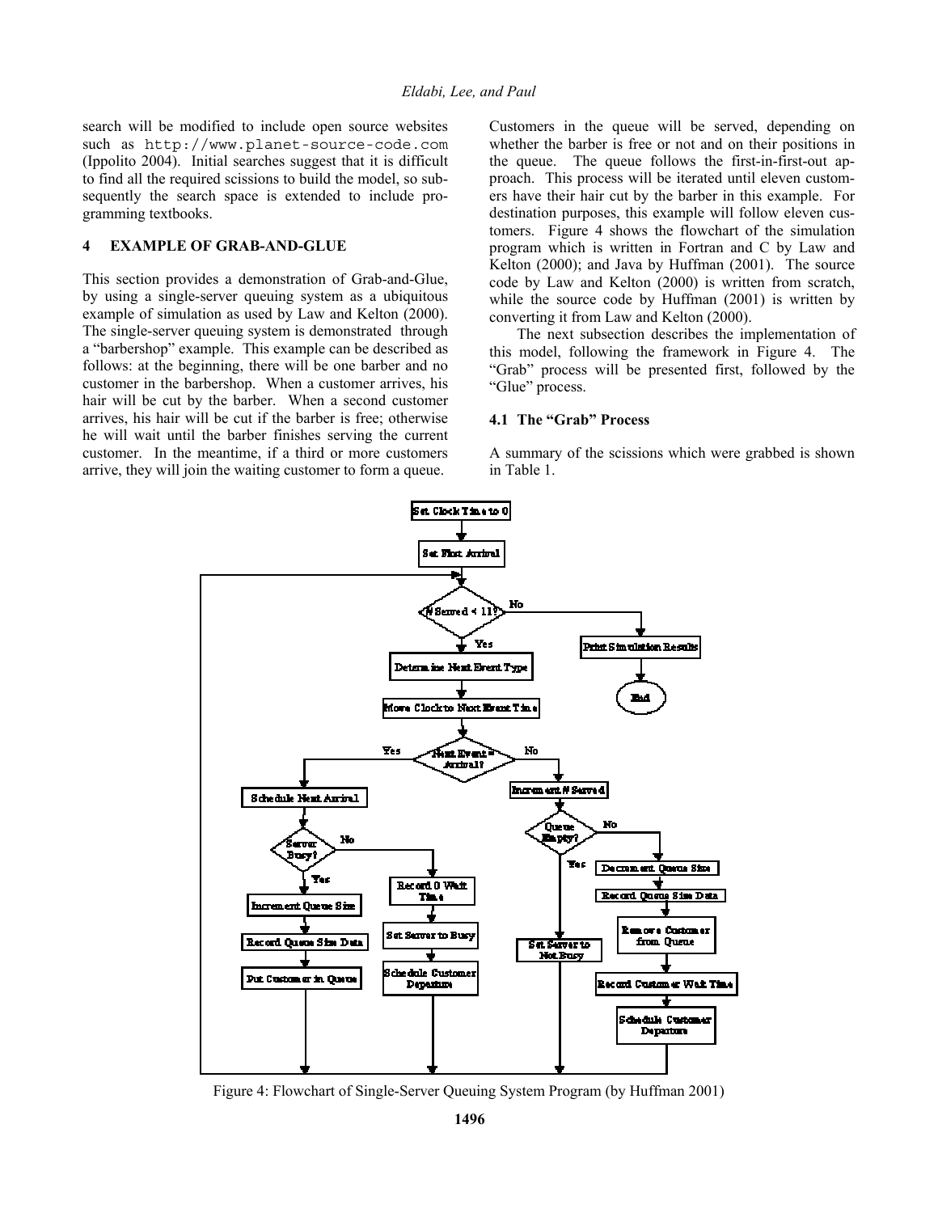search will be modified to include open source websites such as http://www.planet-source-code.com (Ippolito 2004). Initial searches suggest that it is difficult to find all the required scissions to build the model, so subsequently the search space is extended to include programming textbooks.

## 4 EXAMPLE OF GRAB-AND-GLUE

This section provides a demonstration of Grab-and-Glue, by using a single-server queuing system as a ubiquitous example of simulation as used by Law and Kelton (2000). The single-server queuing system is demonstrated through a "barbershop" example. This example can be described as follows: at the beginning, there will be one barber and no customer in the barbershop. When a customer arrives, his hair will be cut by the barber. When a second customer arrives, his hair will be cut if the barber is free; otherwise he will wait until the barber finishes serving the current customer. In the meantime, if a third or more customers arrive, they will join the waiting customer to form a queue. Customers in the queue will be served, depending on whether the barber is free or not and on their positions in the queue. The queue follows the first-in-first-out approach. This process will be iterated until eleven customers have their hair cut by the barber in this example. For destination purposes, this example will follow eleven customers. Figure 4 shows the flowchart of the simulation program which is written in Fortran and C by Law and Kelton (2000); and Java by Huffman (2001). The source code by Law and Kelton (2000) is written from scratch, while the source code by Huffman (2001) is written by converting it from Law and Kelton (2000).

The next subsection describes the implementation of this model, following the framework in Figure 4. The "Grab" process will be presented first, followed by the "Glue" process.

### 4.1 The "Grab" Process

A summary of the scissions which were grabbed is shown in Table 1.

Figure 4: Flowchart of Single-Server Queuing System Program (by Huffman 2001)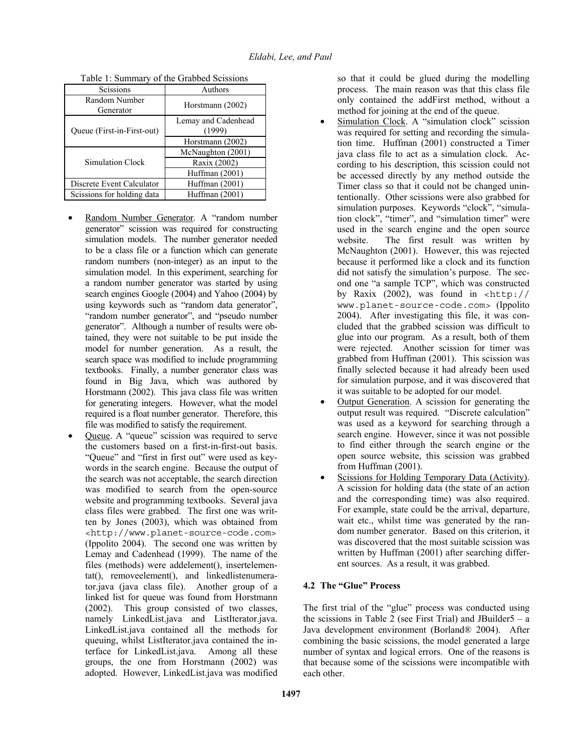Table 1: Summary of the Grabbed Scissions

| Scissions | Authors |
|---|---|
| Random Number Generator | Horstmann (2002) |
| Queue (First-in-First-out) | Lemay and Cadenhead (1999) |
| | Horstmann (2002) |
| Simulation Clock | McNaughton (2001) |
| | Raxix (2002) |
| | Huffman (2001) |
| Discrete Event Calculator | Huffman (2001) |
| Scissions for holding data | Huffman (2001) |

- Random Number Generator. A "random number generator" scission was required for constructing simulation models. The number generator needed to be a class file or a function which can generate random numbers (non-integer) as an input to the simulation model. In this experiment, searching for a random number generator was started by using search engines Google (2004) and Yahoo (2004) by using keywords such as "random data generator", "random number generator", and "pseudo number generator". Although a number of results were obtained, they were not suitable to be put inside the model for number generation. As a result, the search space was modified to include programming textbooks. Finally, a number generator class was found in Big Java, which was authored by Horstmann (2002). This java class file was written for generating integers. However, what the model required is a float number generator. Therefore, this file was modified to satisfy the requirement.
- Queue. A "queue" scission was required to serve the customers based on a first-in-first-out basis. "Queue" and "first in first out" were used as keywords in the search engine. Because the output of the search was not acceptable, the search direction was modified to search from the open-source website and programming textbooks. Several java class files were grabbed. The first one was written by Jones (2003), which was obtained from <http://www.planet-source-code.com> (Ippolito 2004). The second one was written by Lemay and Cadenhead (1999). The name of the files (methods) were addelement(), insertelementat(), removeelement(), and linkedlistenumerator.java (java class file). Another group of a linked list for queue was found from Horstmann (2002). This group consisted of two classes, namely LinkedList.java and ListIterator.java. LinkedList.java contained all the methods for queuing, whilst ListIterator.java contained the interface for LinkedList.java. Among all these groups, the one from Horstmann (2002) was adopted. However, LinkedList.java was modified so that it could be glued during the modelling process. The main reason was that this class file only contained the addFirst method, without a method for joining at the end of the queue.
- Simulation Clock. A "simulation clock" scission was required for setting and recording the simulation time. Huffman (2001) constructed a Timer java class file to act as a simulation clock. According to his description, this scission could not be accessed directly by any method outside the Timer class so that it could not be changed unintentionally. Other scissions were also grabbed for simulation purposes. Keywords "clock", "simulation clock", "timer", and "simulation timer" were used in the search engine and the open source website. The first result was written by McNaughton (2001). However, this was rejected because it performed like a clock and its function did not satisfy the simulation's purpose. The second one "a sample TCP", which was constructed by Raxix (2002), was found in <http:// www.planet-source-code.com> (Ippolito 2004). After investigating this file, it was concluded that the grabbed scission was difficult to glue into our program. As a result, both of them were rejected. Another scission for timer was grabbed from Huffman (2001). This scission was finally selected because it had already been used for simulation purpose, and it was discovered that it was suitable to be adopted for our model.
- Output Generation. A scission for generating the output result was required. "Discrete calculation" was used as a keyword for searching through a search engine. However, since it was not possible to find either through the search engine or the open source website, this scission was grabbed from Huffman (2001).
- Scissions for Holding Temporary Data (Activity). A scission for holding data (the state of an action and the corresponding time) was also required. For example, state could be the arrival, departure, wait etc., whilst time was generated by the random number generator. Based on this criterion, it was discovered that the most suitable scission was written by Huffman (2001) after searching different sources. As a result, it was grabbed.

### 4.2 The "Glue" Process

The first trial of the "glue" process was conducted using the scissions in Table 2 (see First Trial) and JBuilder5 – a Java development environment (Borland® 2004). After combining the basic scissions, the model generated a large number of syntax and logical errors. One of the reasons is that because some of the scissions were incompatible with each other.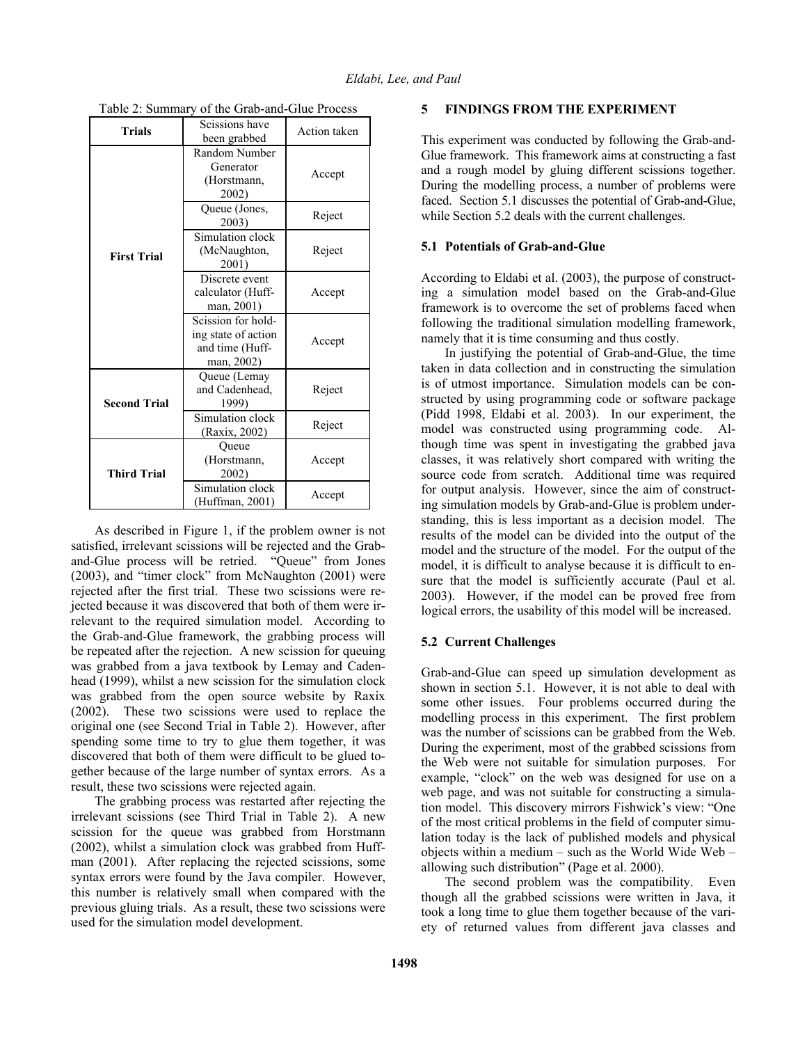Table 2: Summary of the Grab-and-Glue Process

| Trials | Scissions have been grabbed | Action taken |
|---|---|---|
| First Trial | Random Number Generator (Horstmann, 2002) | Accept |
| | Queue (Jones, 2003) | Reject |
| | Simulation clock (McNaughton, 2001) | Reject |
| | Discrete event calculator (Huffman, 2001) | Accept |
| | Scission for holding state of action and time (Huffman, 2002) | Accept |
| Second Trial | Queue (Lemay and Cadenhead, 1999) | Reject |
| | Simulation clock (Raxix, 2002) | Reject |
| Third Trial | Queue (Horstmann, 2002) | Accept |
| | Simulation clock (Huffman, 2001) | Accept |

As described in Figure 1, if the problem owner is not satisfied, irrelevant scissions will be rejected and the Grab-and-Glue process will be retried. "Queue" from Jones (2003), and "timer clock" from McNaughton (2001) were rejected after the first trial. These two scissions were rejected because it was discovered that both of them were irrelevant to the required simulation model. According to the Grab-and-Glue framework, the grabbing process will be repeated after the rejection. A new scission for queuing was grabbed from a java textbook by Lemay and Cadenhead (1999), whilst a new scission for the simulation clock was grabbed from the open source website by Raxix (2002). These two scissions were used to replace the original one (see Second Trial in Table 2). However, after spending some time to try to glue them together, it was discovered that both of them were difficult to be glued together because of the large number of syntax errors. As a result, these two scissions were rejected again.

The grabbing process was restarted after rejecting the irrelevant scissions (see Third Trial in Table 2). A new scission for the queue was grabbed from Horstmann (2002), whilst a simulation clock was grabbed from Huffman (2001). After replacing the rejected scissions, some syntax errors were found by the Java compiler. However, this number is relatively small when compared with the previous gluing trials. As a result, these two scissions were used for the simulation model development.

## 5 FINDINGS FROM THE EXPERIMENT

This experiment was conducted by following the Grab-and-Glue framework. This framework aims at constructing a fast and a rough model by gluing different scissions together. During the modelling process, a number of problems were faced. Section 5.1 discusses the potential of Grab-and-Glue, while Section 5.2 deals with the current challenges.

### 5.1 Potentials of Grab-and-Glue

According to Eldabi et al. (2003), the purpose of constructing a simulation model based on the Grab-and-Glue framework is to overcome the set of problems faced when following the traditional simulation modelling framework, namely that it is time consuming and thus costly.

In justifying the potential of Grab-and-Glue, the time taken in data collection and in constructing the simulation is of utmost importance. Simulation models can be constructed by using programming code or software package (Pidd 1998, Eldabi et al. 2003). In our experiment, the model was constructed using programming code. Although time was spent in investigating the grabbed java classes, it was relatively short compared with writing the source code from scratch. Additional time was required for output analysis. However, since the aim of constructing simulation models by Grab-and-Glue is problem understanding, this is less important as a decision model. The results of the model can be divided into the output of the model and the structure of the model. For the output of the model, it is difficult to analyse because it is difficult to ensure that the model is sufficiently accurate (Paul et al. 2003). However, if the model can be proved free from logical errors, the usability of this model will be increased.

### 5.2 Current Challenges

Grab-and-Glue can speed up simulation development as shown in section 5.1. However, it is not able to deal with some other issues. Four problems occurred during the modelling process in this experiment. The first problem was the number of scissions can be grabbed from the Web. During the experiment, most of the grabbed scissions from the Web were not suitable for simulation purposes. For example, "clock" on the web was designed for use on a web page, and was not suitable for constructing a simulation model. This discovery mirrors Fishwick's view: "One of the most critical problems in the field of computer simulation today is the lack of published models and physical objects within a medium – such as the World Wide Web – allowing such distribution" (Page et al. 2000).

The second problem was the compatibility. Even though all the grabbed scissions were written in Java, it took a long time to glue them together because of the variety of returned values from different java classes and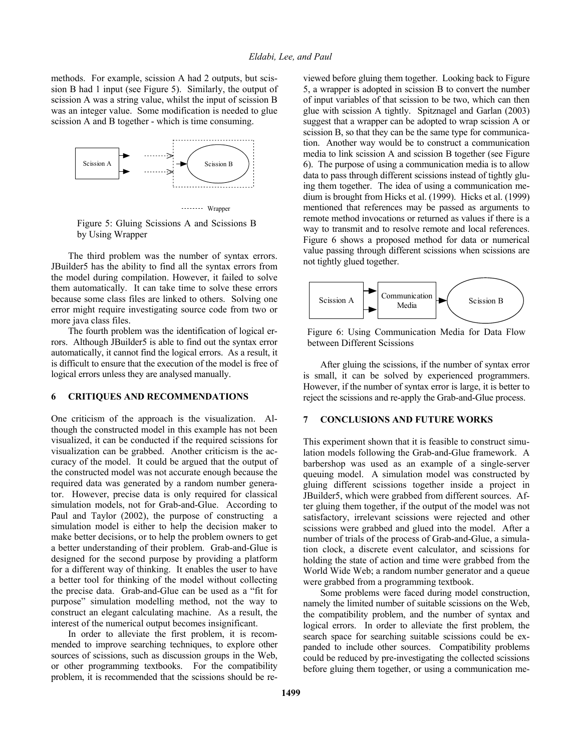methods. For example, scission A had 2 outputs, but scission B had 1 input (see Figure 5). Similarly, the output of scission A was a string value, whilst the input of scission B was an integer value. Some modification is needed to glue scission A and B together - which is time consuming.

Figure 5: Gluing Scissions A and Scissions B by Using Wrapper

The third problem was the number of syntax errors. JBuilder5 has the ability to find all the syntax errors from the model during compilation. However, it failed to solve them automatically. It can take time to solve these errors because some class files are linked to others. Solving one error might require investigating source code from two or more java class files.

The fourth problem was the identification of logical errors. Although JBuilder5 is able to find out the syntax error automatically, it cannot find the logical errors. As a result, it is difficult to ensure that the execution of the model is free of logical errors unless they are analysed manually.

## 6 CRITIQUES AND RECOMMENDATIONS

One criticism of the approach is the visualization. Although the constructed model in this example has not been visualized, it can be conducted if the required scissions for visualization can be grabbed. Another criticism is the accuracy of the model. It could be argued that the output of the constructed model was not accurate enough because the required data was generated by a random number generator. However, precise data is only required for classical simulation models, not for Grab-and-Glue. According to Paul and Taylor (2002), the purpose of constructing a simulation model is either to help the decision maker to make better decisions, or to help the problem owners to get a better understanding of their problem. Grab-and-Glue is designed for the second purpose by providing a platform for a different way of thinking. It enables the user to have a better tool for thinking of the model without collecting the precise data. Grab-and-Glue can be used as a "fit for purpose" simulation modelling method, not the way to construct an elegant calculating machine. As a result, the interest of the numerical output becomes insignificant.

In order to alleviate the first problem, it is recommended to improve searching techniques, to explore other sources of scissions, such as discussion groups in the Web, or other programming textbooks. For the compatibility problem, it is recommended that the scissions should be reviewed before gluing them together. Looking back to Figure 5, a wrapper is adopted in scission B to convert the number of input variables of that scission to be two, which can then glue with scission A tightly. Spitznagel and Garlan (2003) suggest that a wrapper can be adopted to wrap scission A or scission B, so that they can be the same type for communication. Another way would be to construct a communication media to link scission A and scission B together (see Figure 6). The purpose of using a communication media is to allow data to pass through different scissions instead of tightly gluing them together. The idea of using a communication medium is brought from Hicks et al. (1999). Hicks et al. (1999) mentioned that references may be passed as arguments to remote method invocations or returned as values if there is a way to transmit and to resolve remote and local references. Figure 6 shows a proposed method for data or numerical value passing through different scissions when scissions are not tightly glued together.

Figure 6: Using Communication Media for Data Flow between Different Scissions

After gluing the scissions, if the number of syntax error is small, it can be solved by experienced programmers. However, if the number of syntax error is large, it is better to reject the scissions and re-apply the Grab-and-Glue process.

## 7 CONCLUSIONS AND FUTURE WORKS

This experiment shown that it is feasible to construct simulation models following the Grab-and-Glue framework. A barbershop was used as an example of a single-server queuing model. A simulation model was constructed by gluing different scissions together inside a project in JBuilder5, which were grabbed from different sources. After gluing them together, if the output of the model was not satisfactory, irrelevant scissions were rejected and other scissions were grabbed and glued into the model. After a number of trials of the process of Grab-and-Glue, a simulation clock, a discrete event calculator, and scissions for holding the state of action and time were grabbed from the World Wide Web; a random number generator and a queue were grabbed from a programming textbook.

Some problems were faced during model construction, namely the limited number of suitable scissions on the Web, the compatibility problem, and the number of syntax and logical errors. In order to alleviate the first problem, the search space for searching suitable scissions could be expanded to include other sources. Compatibility problems could be reduced by pre-investigating the collected scissions before gluing them together, or using a communication me-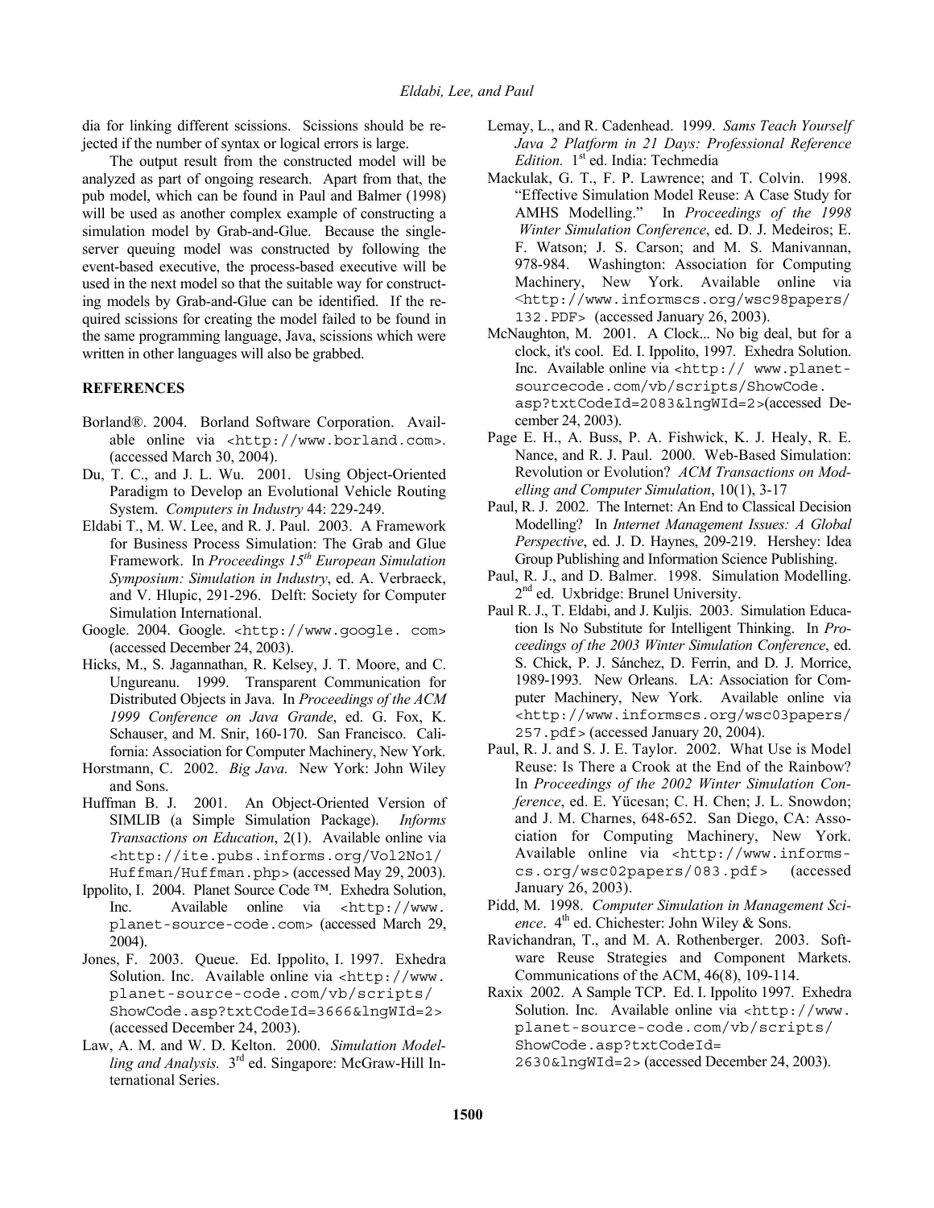dia for linking different scissions. Scissions should be rejected if the number of syntax or logical errors is large.

The output result from the constructed model will be analyzed as part of ongoing research. Apart from that, the pub model, which can be found in Paul and Balmer (1998) will be used as another complex example of constructing a simulation model by Grab-and-Glue. Because the single-server queuing model was constructed by following the event-based executive, the process-based executive will be used in the next model so that the suitable way for constructing models by Grab-and-Glue can be identified. If the required scissions for creating the model failed to be found in the same programming language, Java, scissions which were written in other languages will also be grabbed.

## REFERENCES

Borland®. 2004. Borland Software Corporation. Available online via `<http://www.borland.com>`. (accessed March 30, 2004).

Du, T. C., and J. L. Wu. 2001. Using Object-Oriented Paradigm to Develop an Evolutional Vehicle Routing System. *Computers in Industry* 44: 229-249.

Eldabi T., M. W. Lee, and R. J. Paul. 2003. A Framework for Business Process Simulation: The Grab and Glue Framework. In *Proceedings 15th European Simulation Symposium: Simulation in Industry*, ed. A. Verbraeck, and V. Hlupic, 291-296. Delft: Society for Computer Simulation International.

Google. 2004. Google. `<http://www.google. com>` (accessed December 24, 2003).

Hicks, M., S. Jagannathan, R. Kelsey, J. T. Moore, and C. Ungureanu. 1999. Transparent Communication for Distributed Objects in Java. In *Proceedings of the ACM 1999 Conference on Java Grande*, ed. G. Fox, K. Schauser, and M. Snir, 160-170. San Francisco. California: Association for Computer Machinery, New York.

Horstmann, C. 2002. *Big Java.* New York: John Wiley and Sons.

Huffman B. J. 2001. An Object-Oriented Version of SIMLIB (a Simple Simulation Package). *Informs Transactions on Education*, 2(1). Available online via `<http://ite.pubs.informs.org/Vol2No1/Huffman/Huffman.php>` (accessed May 29, 2003).

Ippolito, I. 2004. Planet Source Code ™. Exhedra Solution, Inc. Available online via `<http://www.planet-source-code.com>` (accessed March 29, 2004).

Jones, F. 2003. Queue. Ed. Ippolito, I. 1997. Exhedra Solution. Inc. Available online via `<http://www.planet-source-code.com/vb/scripts/ShowCode.asp?txtCodeId=3666&lngWId=2>` (accessed December 24, 2003).

Law, A. M. and W. D. Kelton. 2000. *Simulation Modelling and Analysis.* 3rd ed. Singapore: McGraw-Hill International Series.

Lemay, L., and R. Cadenhead. 1999. *Sams Teach Yourself Java 2 Platform in 21 Days: Professional Reference Edition.* 1st ed. India: Techmedia

Mackulak, G. T., F. P. Lawrence; and T. Colvin. 1998. "Effective Simulation Model Reuse: A Case Study for AMHS Modelling." In *Proceedings of the 1998 Winter Simulation Conference*, ed. D. J. Medeiros; E. F. Watson; J. S. Carson; and M. S. Manivannan, 978-984. Washington: Association for Computing Machinery, New York. Available online via `<http://www.informscs.org/wsc98papers/132.PDF>` (accessed January 26, 2003).

McNaughton, M. 2001. A Clock... No big deal, but for a clock, it's cool. Ed. I. Ippolito, 1997. Exhedra Solution. Inc. Available online via `<http:// www.planet-sourcecode.com/vb/scripts/ShowCode.asp?txtCodeId=2083&lngWId=2>`(accessed December 24, 2003).

Page E. H., A. Buss, P. A. Fishwick, K. J. Healy, R. E. Nance, and R. J. Paul. 2000. Web-Based Simulation: Revolution or Evolution? *ACM Transactions on Modelling and Computer Simulation*, 10(1), 3-17

Paul, R. J. 2002. The Internet: An End to Classical Decision Modelling? In *Internet Management Issues: A Global Perspective*, ed. J. D. Haynes, 209-219. Hershey: Idea Group Publishing and Information Science Publishing.

Paul, R. J., and D. Balmer. 1998. Simulation Modelling. 2nd ed. Uxbridge: Brunel University.

Paul R. J., T. Eldabi, and J. Kuljis. 2003. Simulation Education Is No Substitute for Intelligent Thinking. In *Proceedings of the 2003 Winter Simulation Conference*, ed. S. Chick, P. J. Sánchez, D. Ferrin, and D. J. Morrice, 1989-1993. New Orleans. LA: Association for Computer Machinery, New York. Available online via `<http://www.informscs.org/wsc03papers/257.pdf>` (accessed January 20, 2004).

Paul, R. J. and S. J. E. Taylor. 2002. What Use is Model Reuse: Is There a Crook at the End of the Rainbow? In *Proceedings of the 2002 Winter Simulation Conference*, ed. E. Yücesan; C. H. Chen; J. L. Snowdon; and J. M. Charnes, 648-652. San Diego, CA: Association for Computing Machinery, New York. Available online via `<http://www.informs-cs.org/wsc02papers/083.pdf>` (accessed January 26, 2003).

Pidd, M. 1998. *Computer Simulation in Management Science*. 4th ed. Chichester: John Wiley & Sons.

Ravichandran, T., and M. A. Rothenberger. 2003. Software Reuse Strategies and Component Markets. Communications of the ACM, 46(8), 109-114.

Raxix 2002. A Sample TCP. Ed. I. Ippolito 1997. Exhedra Solution. Inc. Available online via `<http://www.planet-source-code.com/vb/scripts/ShowCode.asp?txtCodeId=2630&lngWId=2>` (accessed December 24, 2003).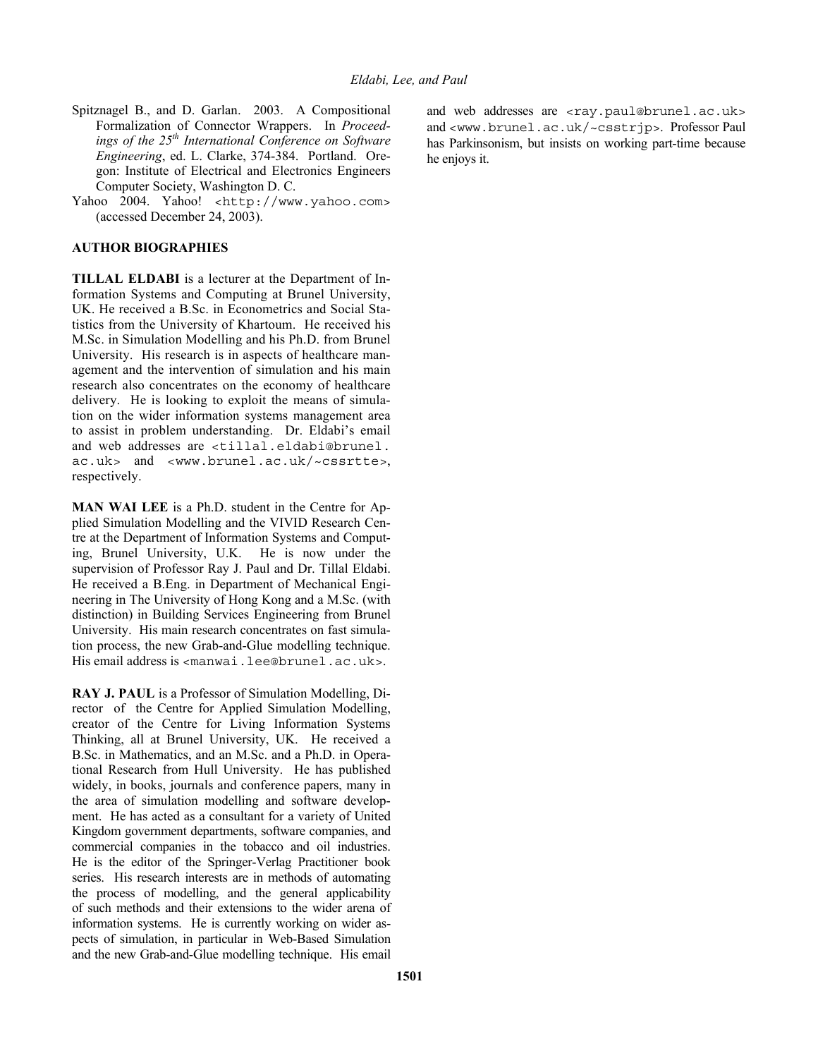Spitznagel B., and D. Garlan. 2003. A Compositional Formalization of Connector Wrappers. In *Proceedings of the 25th International Conference on Software Engineering*, ed. L. Clarke, 374-384. Portland. Oregon: Institute of Electrical and Electronics Engineers Computer Society, Washington D. C.

Yahoo 2004. Yahoo! <http://www.yahoo.com> (accessed December 24, 2003).

## AUTHOR BIOGRAPHIES

**TILLAL ELDABI** is a lecturer at the Department of Information Systems and Computing at Brunel University, UK. He received a B.Sc. in Econometrics and Social Statistics from the University of Khartoum. He received his M.Sc. in Simulation Modelling and his Ph.D. from Brunel University. His research is in aspects of healthcare management and the intervention of simulation and his main research also concentrates on the economy of healthcare delivery. He is looking to exploit the means of simulation on the wider information systems management area to assist in problem understanding. Dr. Eldabi's email and web addresses are <tillal.eldabi@brunel.ac.uk> and <www.brunel.ac.uk/~cssrtte>, respectively.

**MAN WAI LEE** is a Ph.D. student in the Centre for Applied Simulation Modelling and the VIVID Research Centre at the Department of Information Systems and Computing, Brunel University, U.K. He is now under the supervision of Professor Ray J. Paul and Dr. Tillal Eldabi. He received a B.Eng. in Department of Mechanical Engineering in The University of Hong Kong and a M.Sc. (with distinction) in Building Services Engineering from Brunel University. His main research concentrates on fast simulation process, the new Grab-and-Glue modelling technique. His email address is <manwai.lee@brunel.ac.uk>.

**RAY J. PAUL** is a Professor of Simulation Modelling, Director of the Centre for Applied Simulation Modelling, creator of the Centre for Living Information Systems Thinking, all at Brunel University, UK. He received a B.Sc. in Mathematics, and an M.Sc. and a Ph.D. in Operational Research from Hull University. He has published widely, in books, journals and conference papers, many in the area of simulation modelling and software development. He has acted as a consultant for a variety of United Kingdom government departments, software companies, and commercial companies in the tobacco and oil industries. He is the editor of the Springer-Verlag Practitioner book series. His research interests are in methods of automating the process of modelling, and the general applicability of such methods and their extensions to the wider arena of information systems. He is currently working on wider aspects of simulation, in particular in Web-Based Simulation and the new Grab-and-Glue modelling technique. His email and web addresses are <ray.paul@brunel.ac.uk> and <www.brunel.ac.uk/~csstrjp>. Professor Paul has Parkinsonism, but insists on working part-time because he enjoys it.